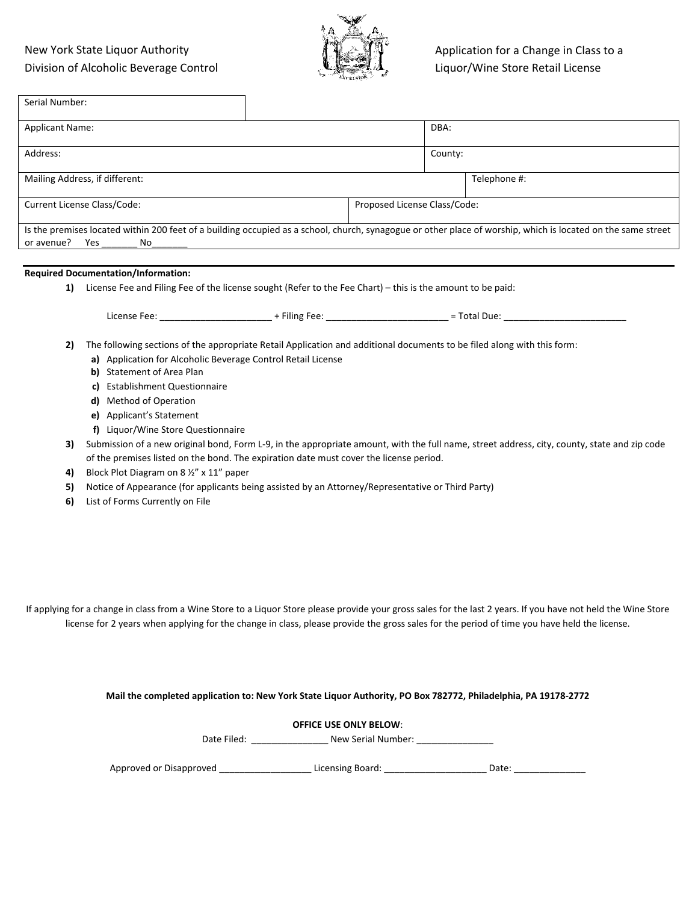New York State Liquor Authority
Division of Alcoholic Beverage Control

# Application for a Change in Class to a Liquor/Wine Store Retail License

| Serial Number: | |
|---|---|
| Applicant Name: | DBA: |
| Address: | County: |
| Mailing Address, if different: | Telephone #: |
| Current License Class/Code: | Proposed License Class/Code: |

Is the premises located within 200 feet of a building occupied as a school, church, synagogue or other place of worship, which is located on the same street or avenue? Yes _______ No_______

**Required Documentation/Information:**

1) License Fee and Filing Fee of the license sought (Refer to the Fee Chart) – this is the amount to be paid:

   License Fee: _____________________ + Filing Fee: _______________________ = Total Due: ________________________

2) The following sections of the appropriate Retail Application and additional documents to be filed along with this form:
   - **a)** Application for Alcoholic Beverage Control Retail License
   - **b)** Statement of Area Plan
   - **c)** Establishment Questionnaire
   - **d)** Method of Operation
   - **e)** Applicant's Statement
   - **f)** Liquor/Wine Store Questionnaire
3) Submission of a new original bond, Form L-9, in the appropriate amount, with the full name, street address, city, county, state and zip code of the premises listed on the bond. The expiration date must cover the license period.
4) Block Plot Diagram on 8 ½" x 11" paper
5) Notice of Appearance (for applicants being assisted by an Attorney/Representative or Third Party)
6) List of Forms Currently on File

If applying for a change in class from a Wine Store to a Liquor Store please provide your gross sales for the last 2 years. If you have not held the Wine Store license for 2 years when applying for the change in class, please provide the gross sales for the period of time you have held the license.

**Mail the completed application to: New York State Liquor Authority, PO Box 782772, Philadelphia, PA 19178-2772**

**OFFICE USE ONLY BELOW**:

Date Filed: _______________ New Serial Number: _______________

Approved or Disapproved __________________ Licensing Board: ____________________ Date: ______________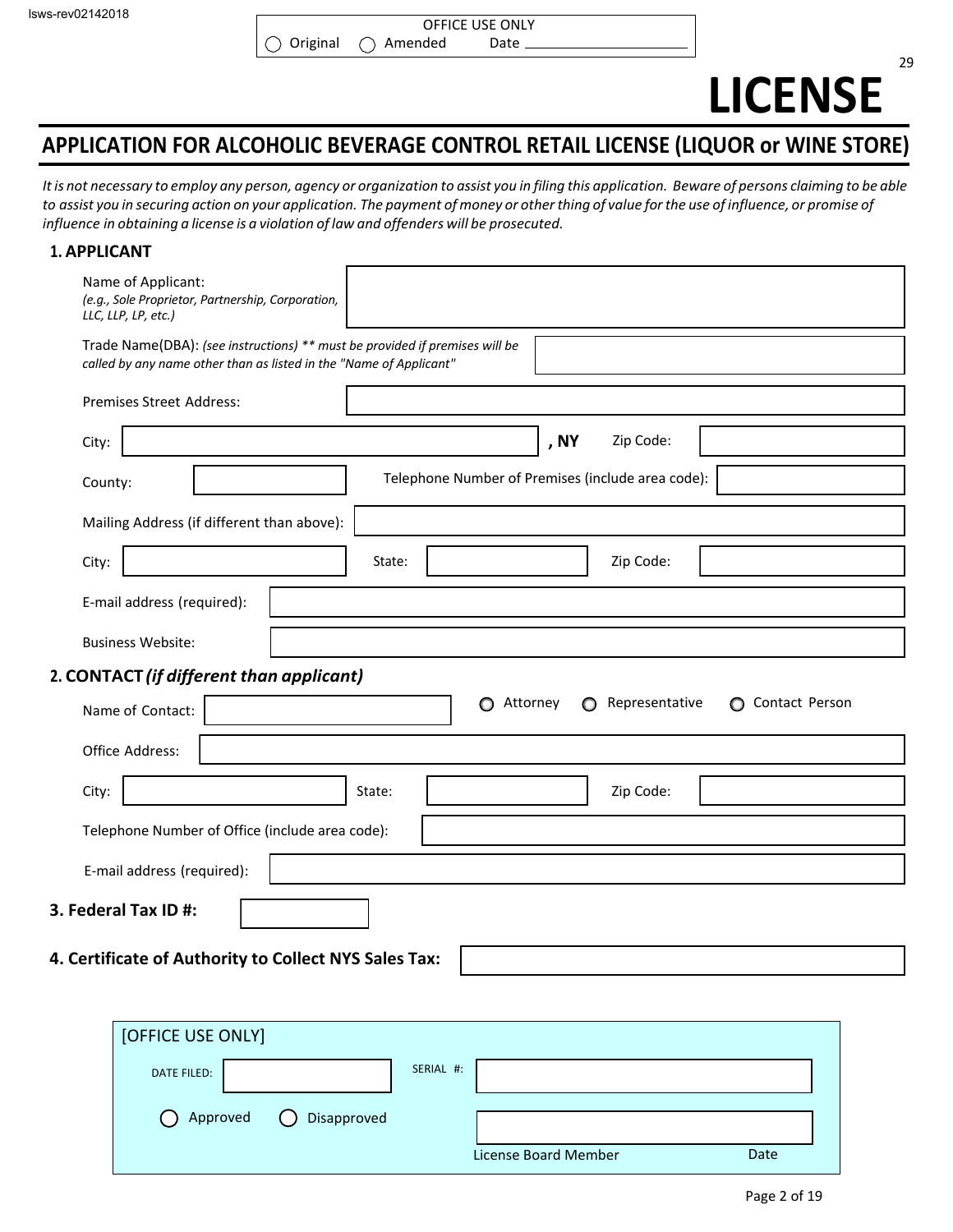lsws-rev02142018

OFFICE USE ONLY
◯ Original ◯ Amended Date ____________

29

# LICENSE

## APPLICATION FOR ALCOHOLIC BEVERAGE CONTROL RETAIL LICENSE (LIQUOR or WINE STORE)

*It is not necessary to employ any person, agency or organization to assist you in filing this application. Beware of persons claiming to be able to assist you in securing action on your application. The payment of money or other thing of value for the use of influence, or promise of influence in obtaining a license is a violation of law and offenders will be prosecuted.*

### 1. APPLICANT

Name of Applicant: *(e.g., Sole Proprietor, Partnership, Corporation, LLC, LLP, LP, etc.)* ____________

Trade Name(DBA): *(see instructions) ** must be provided if premises will be called by any name other than as listed in the "Name of Applicant"* ____________

Premises Street Address: ____________

City: ____________ **, NY** Zip Code: ____________

County: ____________ Telephone Number of Premises (include area code): ____________

Mailing Address (if different than above): ____________

City: ____________ State: ____________ Zip Code: ____________

E-mail address (required): ____________

Business Website: ____________

### 2. CONTACT *(if different than applicant)*

Name of Contact: ____________ ◯ Attorney ◯ Representative ◯ Contact Person

Office Address: ____________

City: ____________ State: ____________ Zip Code: ____________

Telephone Number of Office (include area code): ____________

E-mail address (required): ____________

### 3. Federal Tax ID #: ____________

### 4. Certificate of Authority to Collect NYS Sales Tax: ____________

[OFFICE USE ONLY]

DATE FILED: ____________ SERIAL #: ____________

◯ Approved ◯ Disapproved

____________
License Board Member Date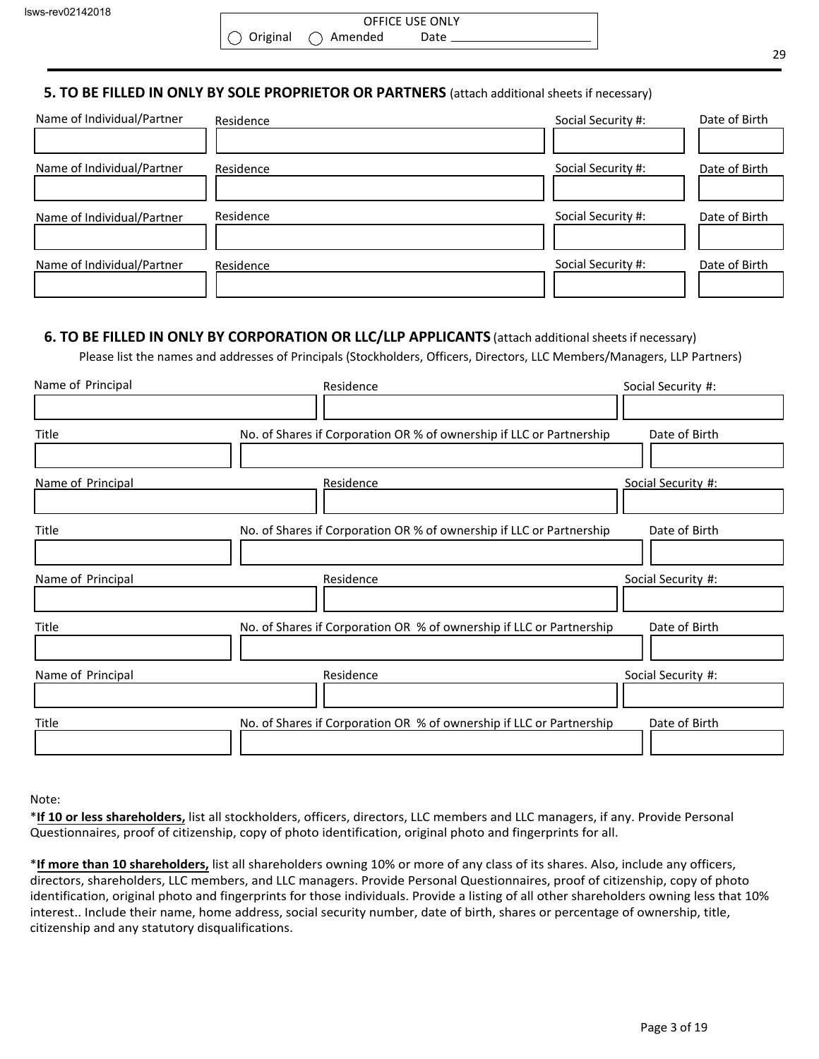OFFICE USE ONLY

◯ Original ◯ Amended Date ____________

## 5. TO BE FILLED IN ONLY BY SOLE PROPRIETOR OR PARTNERS (attach additional sheets if necessary)

| Name of Individual/Partner | Residence | Social Security #: | Date of Birth |
|---|---|---|---|
| | | | |
| | | | |
| | | | |
| | | | |

## 6. TO BE FILLED IN ONLY BY CORPORATION OR LLC/LLP APPLICANTS (attach additional sheets if necessary)

Please list the names and addresses of Principals (Stockholders, Officers, Directors, LLC Members/Managers, LLP Partners)

| Name of Principal | Residence | Social Security #: |
|---|---|---|
| | | |
| **Title** | **No. of Shares if Corporation OR % of ownership if LLC or Partnership** | **Date of Birth** |
| | | |
| **Name of Principal** | **Residence** | **Social Security #:** |
| | | |
| **Title** | **No. of Shares if Corporation OR % of ownership if LLC or Partnership** | **Date of Birth** |
| | | |
| **Name of Principal** | **Residence** | **Social Security #:** |
| | | |
| **Title** | **No. of Shares if Corporation OR % of ownership if LLC or Partnership** | **Date of Birth** |
| | | |
| **Name of Principal** | **Residence** | **Social Security #:** |
| | | |
| **Title** | **No. of Shares if Corporation OR % of ownership if LLC or Partnership** | **Date of Birth** |
| | | |

Note:

*<u>**If 10 or less shareholders,**</u> list all stockholders, officers, directors, LLC members and LLC managers, if any. Provide Personal Questionnaires, proof of citizenship, copy of photo identification, original photo and fingerprints for all.

*<u>**If more than 10 shareholders,**</u> list all shareholders owning 10% or more of any class of its shares. Also, include any officers, directors, shareholders, LLC members, and LLC managers. Provide Personal Questionnaires, proof of citizenship, copy of photo identification, original photo and fingerprints for those individuals. Provide a listing of all other shareholders owning less that 10% interest.. Include their name, home address, social security number, date of birth, shares or percentage of ownership, title, citizenship and any statutory disqualifications.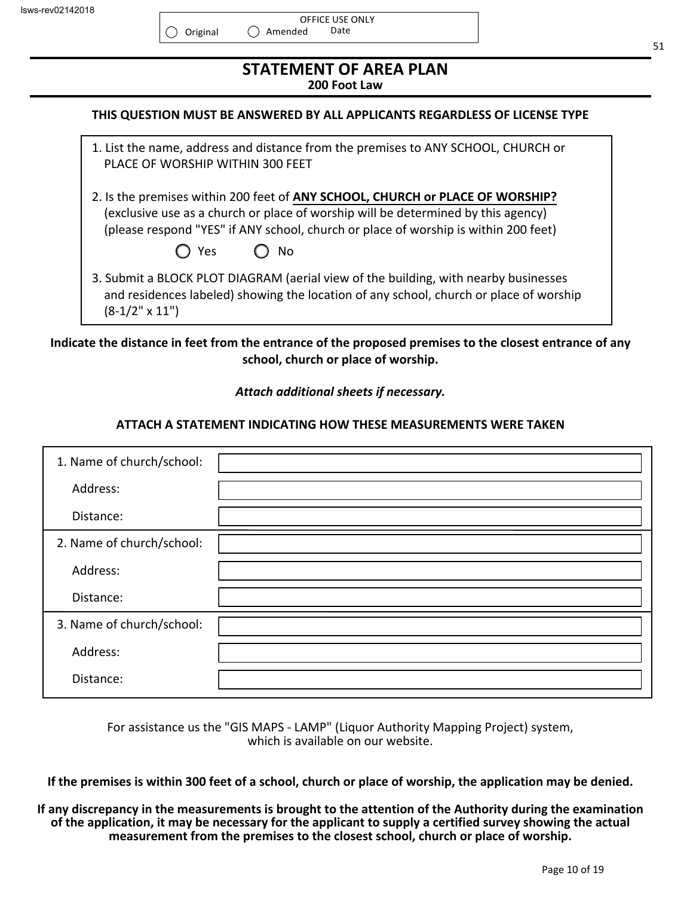OFFICE USE ONLY

◯ Original ◯ Amended Date

# STATEMENT OF AREA PLAN

**200 Foot Law**

**THIS QUESTION MUST BE ANSWERED BY ALL APPLICANTS REGARDLESS OF LICENSE TYPE**

1. List the name, address and distance from the premises to ANY SCHOOL, CHURCH or PLACE OF WORSHIP WITHIN 300 FEET
2. Is the premises within 200 feet of **ANY SCHOOL, CHURCH or PLACE OF WORSHIP?** (exclusive use as a church or place of worship will be determined by this agency) (please respond "YES" if ANY school, church or place of worship is within 200 feet)

   ◯ Yes ◯ No

3. Submit a BLOCK PLOT DIAGRAM (aerial view of the building, with nearby businesses and residences labeled) showing the location of any school, church or place of worship (8-1/2" x 11")

**Indicate the distance in feet from the entrance of the proposed premises to the closest entrance of any school, church or place of worship.**

***Attach additional sheets if necessary.***

**ATTACH A STATEMENT INDICATING HOW THESE MEASUREMENTS WERE TAKEN**

| | |
|---|---|
| 1. Name of church/school: | |
| Address: | |
| Distance: | |
| 2. Name of church/school: | |
| Address: | |
| Distance: | |
| 3. Name of church/school: | |
| Address: | |
| Distance: | |

For assistance us the "GIS MAPS - LAMP" (Liquor Authority Mapping Project) system, which is available on our website.

**If the premises is within 300 feet of a school, church or place of worship, the application may be denied.**

**If any discrepancy in the measurements is brought to the attention of the Authority during the examination of the application, it may be necessary for the applicant to supply a certified survey showing the actual measurement from the premises to the closest school, church or place of worship.**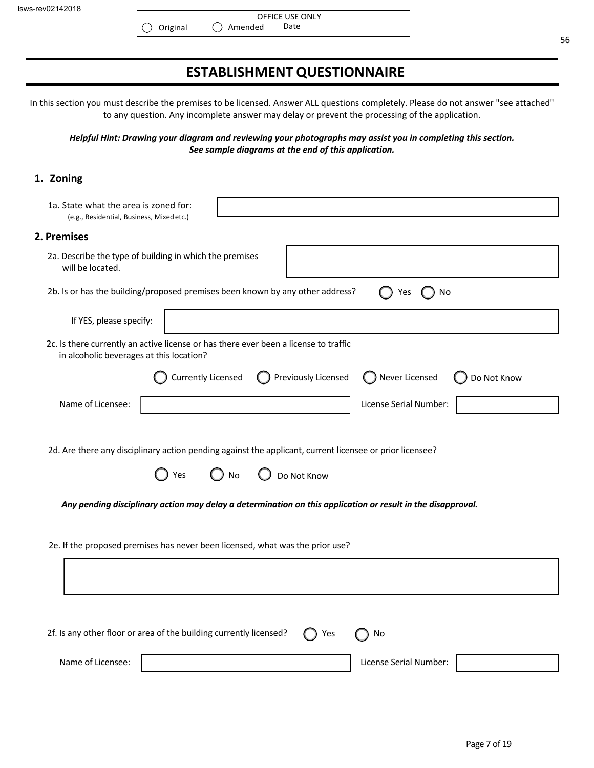OFFICE USE ONLY

◯ Original ◯ Amended Date ____________

# ESTABLISHMENT QUESTIONNAIRE

In this section you must describe the premises to be licensed. Answer ALL questions completely. Please do not answer "see attached" to any question. Any incomplete answer may delay or prevent the processing of the application.

***Helpful Hint: Drawing your diagram and reviewing your photographs may assist you in completing this section. See sample diagrams at the end of this application.***

## 1. Zoning

1a. State what the area is zoned for: ____________
(e.g., Residential, Business, Mixed etc.)

## 2. Premises

2a. Describe the type of building in which the premises will be located. ____________

2b. Is or has the building/proposed premises been known by any other address? ◯ Yes ◯ No

If YES, please specify: ____________

2c. Is there currently an active license or has there ever been a license to traffic in alcoholic beverages at this location?

◯ Currently Licensed ◯ Previously Licensed ◯ Never Licensed ◯ Do Not Know

Name of Licensee: ____________ License Serial Number: ____________

2d. Are there any disciplinary action pending against the applicant, current licensee or prior licensee?

◯ Yes ◯ No ◯ Do Not Know

***Any pending disciplinary action may delay a determination on this application or result in the disapproval.***

2e. If the proposed premises has never been licensed, what was the prior use?

____________

2f. Is any other floor or area of the building currently licensed? ◯ Yes ◯ No

Name of Licensee: ____________ License Serial Number: ____________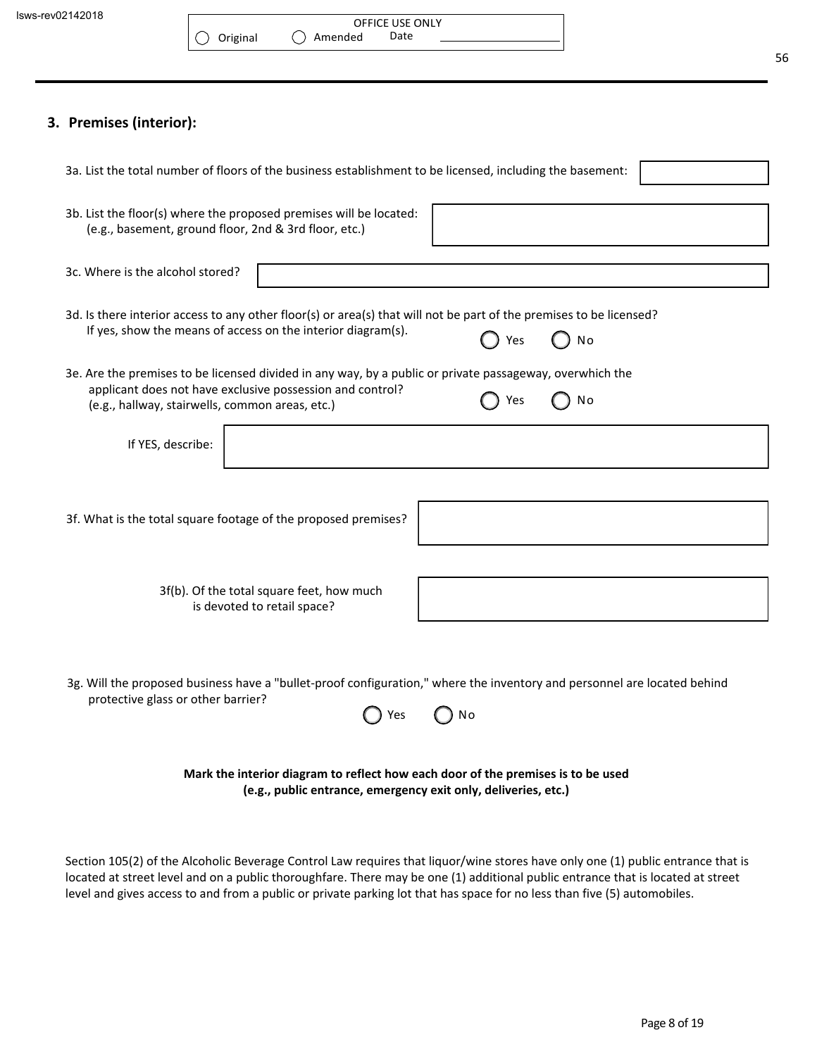OFFICE USE ONLY

◯ Original ◯ Amended Date ________________

## 3. Premises (interior):

3a. List the total number of floors of the business establishment to be licensed, including the basement:

3b. List the floor(s) where the proposed premises will be located:
(e.g., basement, ground floor, 2nd & 3rd floor, etc.)

3c. Where is the alcohol stored?

3d. Is there interior access to any other floor(s) or area(s) that will not be part of the premises to be licensed?
If yes, show the means of access on the interior diagram(s).

◯ Yes ◯ No

3e. Are the premises to be licensed divided in any way, by a public or private passageway, overwhich the applicant does not have exclusive possession and control?
(e.g., hallway, stairwells, common areas, etc.)

◯ Yes ◯ No

If YES, describe:

3f. What is the total square footage of the proposed premises?

3f(b). Of the total square feet, how much is devoted to retail space?

3g. Will the proposed business have a "bullet-proof configuration," where the inventory and personnel are located behind protective glass or other barrier?

◯ Yes ◯ No

**Mark the interior diagram to reflect how each door of the premises is to be used (e.g., public entrance, emergency exit only, deliveries, etc.)**

Section 105(2) of the Alcoholic Beverage Control Law requires that liquor/wine stores have only one (1) public entrance that is located at street level and on a public thoroughfare. There may be one (1) additional public entrance that is located at street level and gives access to and from a public or private parking lot that has space for no less than five (5) automobiles.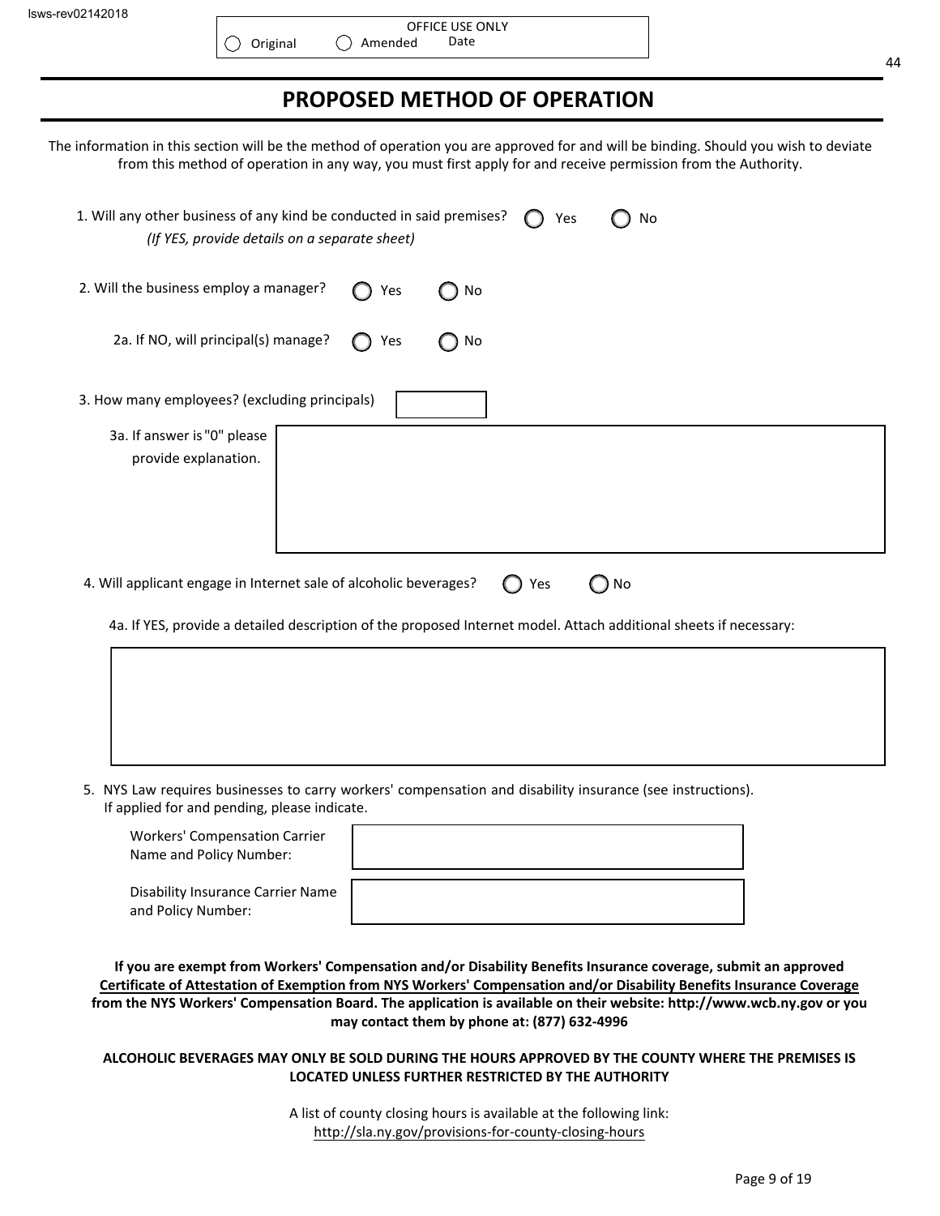OFFICE USE ONLY

◯ Original ◯ Amended Date

# PROPOSED METHOD OF OPERATION

The information in this section will be the method of operation you are approved for and will be binding. Should you wish to deviate from this method of operation in any way, you must first apply for and receive permission from the Authority.

1. Will any other business of any kind be conducted in said premises? ◯ Yes ◯ No
   *(If YES, provide details on a separate sheet)*

2. Will the business employ a manager? ◯ Yes ◯ No

   2a. If NO, will principal(s) manage? ◯ Yes ◯ No

3. How many employees? (excluding principals)

   3a. If answer is "0" please provide explanation.

4. Will applicant engage in Internet sale of alcoholic beverages? ◯ Yes ◯ No

   4a. If YES, provide a detailed description of the proposed Internet model. Attach additional sheets if necessary:

5. NYS Law requires businesses to carry workers' compensation and disability insurance (see instructions). If applied for and pending, please indicate.

   Workers' Compensation Carrier Name and Policy Number:

   Disability Insurance Carrier Name and Policy Number:

**If you are exempt from Workers' Compensation and/or Disability Benefits Insurance coverage, submit an approved Certificate of Attestation of Exemption from NYS Workers' Compensation and/or Disability Benefits Insurance Coverage from the NYS Workers' Compensation Board. The application is available on their website: http://www.wcb.ny.gov or you may contact them by phone at: (877) 632-4996**

**ALCOHOLIC BEVERAGES MAY ONLY BE SOLD DURING THE HOURS APPROVED BY THE COUNTY WHERE THE PREMISES IS LOCATED UNLESS FURTHER RESTRICTED BY THE AUTHORITY**

A list of county closing hours is available at the following link:
http://sla.ny.gov/provisions-for-county-closing-hours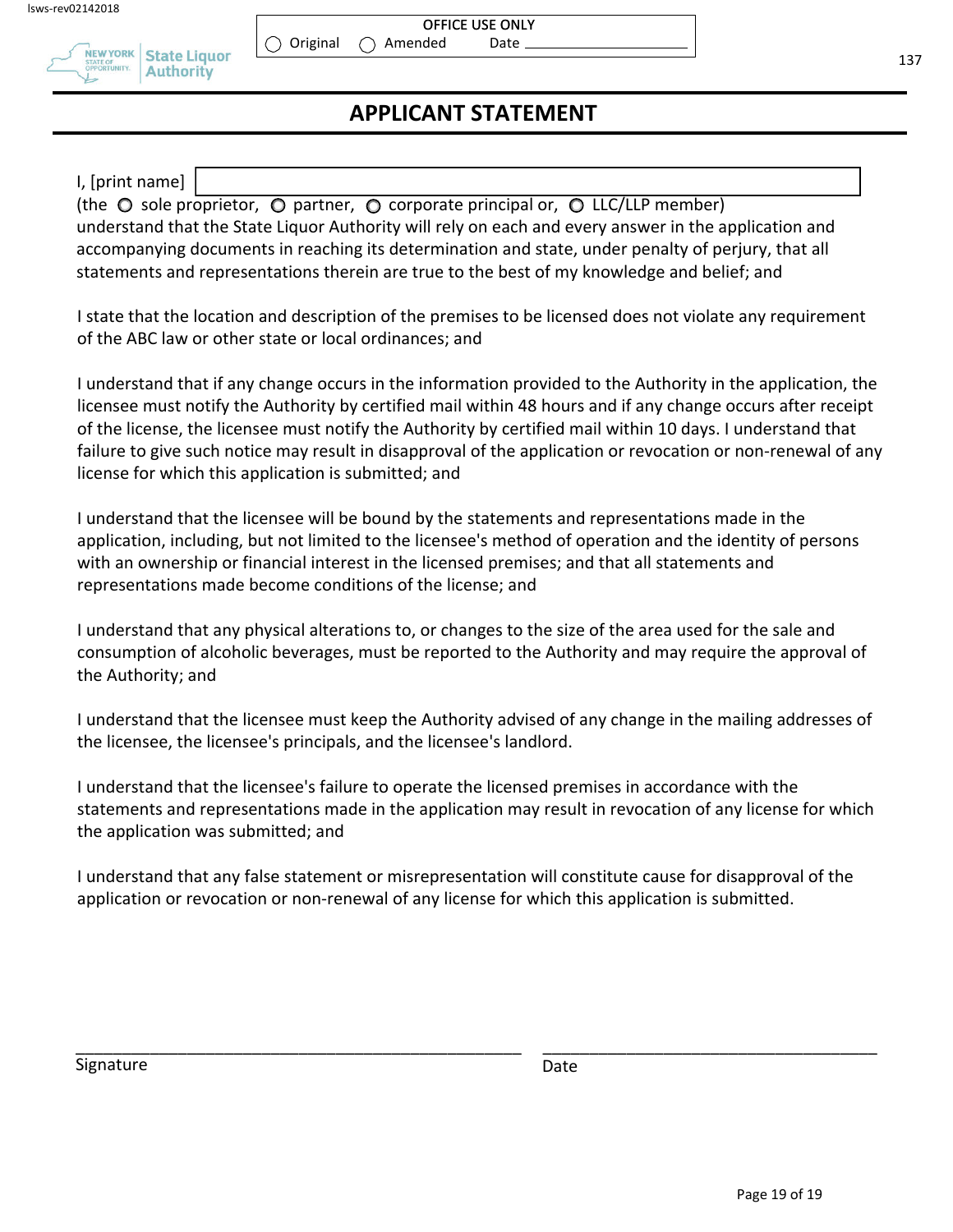OFFICE USE ONLY

○ Original ○ Amended Date ______________

# APPLICANT STATEMENT

I, [print name] ______________________________

(the ○ sole proprietor, ○ partner, ○ corporate principal or, ○ LLC/LLP member)
understand that the State Liquor Authority will rely on each and every answer in the application and accompanying documents in reaching its determination and state, under penalty of perjury, that all statements and representations therein are true to the best of my knowledge and belief; and

I state that the location and description of the premises to be licensed does not violate any requirement of the ABC law or other state or local ordinances; and

I understand that if any change occurs in the information provided to the Authority in the application, the licensee must notify the Authority by certified mail within 48 hours and if any change occurs after receipt of the license, the licensee must notify the Authority by certified mail within 10 days. I understand that failure to give such notice may result in disapproval of the application or revocation or non-renewal of any license for which this application is submitted; and

I understand that the licensee will be bound by the statements and representations made in the application, including, but not limited to the licensee's method of operation and the identity of persons with an ownership or financial interest in the licensed premises; and that all statements and representations made become conditions of the license; and

I understand that any physical alterations to, or changes to the size of the area used for the sale and consumption of alcoholic beverages, must be reported to the Authority and may require the approval of the Authority; and

I understand that the licensee must keep the Authority advised of any change in the mailing addresses of the licensee, the licensee's principals, and the licensee's landlord.

I understand that the licensee's failure to operate the licensed premises in accordance with the statements and representations made in the application may result in revocation of any license for which the application was submitted; and

I understand that any false statement or misrepresentation will constitute cause for disapproval of the application or revocation or non-renewal of any license for which this application is submitted.

______________________________ ______________________________

Signature Date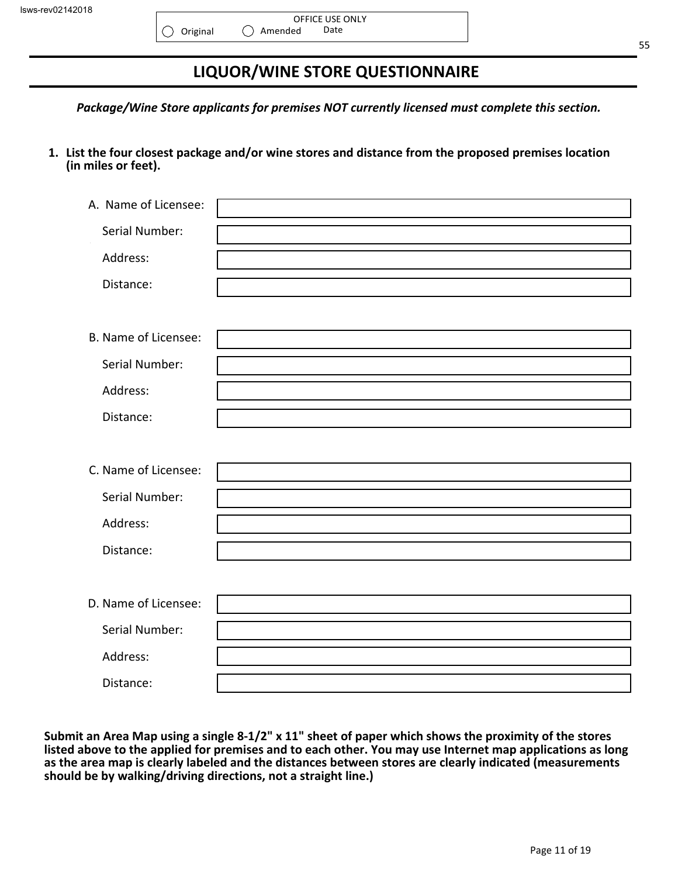lsws-rev02142018

OFFICE USE ONLY
◯ Original ◯ Amended Date

# LIQUOR/WINE STORE QUESTIONNAIRE

***Package/Wine Store applicants for premises NOT currently licensed must complete this section.***

**1. List the four closest package and/or wine stores and distance from the proposed premises location (in miles or feet).**

A. Name of Licensee:

Serial Number:

Address:

Distance:

B. Name of Licensee:

Serial Number:

Address:

Distance:

C. Name of Licensee:

Serial Number:

Address:

Distance:

D. Name of Licensee:

Serial Number:

Address:

Distance:

**Submit an Area Map using a single 8-1/2" x 11" sheet of paper which shows the proximity of the stores listed above to the applied for premises and to each other. You may use Internet map applications as long as the area map is clearly labeled and the distances between stores are clearly indicated (measurements should be by walking/driving directions, not a straight line.)**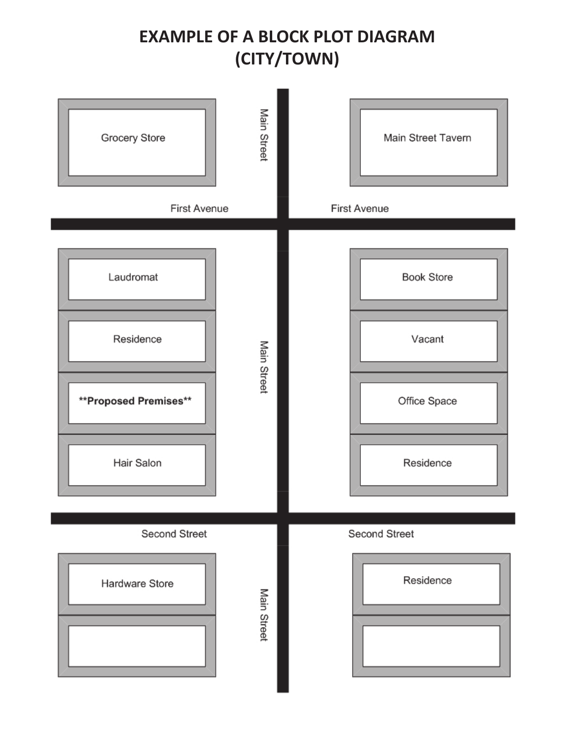# EXAMPLE OF A BLOCK PLOT DIAGRAM (CITY/TOWN)

| West side of Main Street | Main Street | East side of Main Street |
| --- | --- | --- |
| Grocery Store | Main Street | Main Street Tavern |
| First Avenue | | First Avenue |
| Laudromat | Main Street | Book Store |
| Residence | | Vacant |
| **Proposed Premises** | | Office Space |
| Hair Salon | | Residence |
| Second Street | | Second Street |
| Hardware Store | Main Street | Residence |
| | | |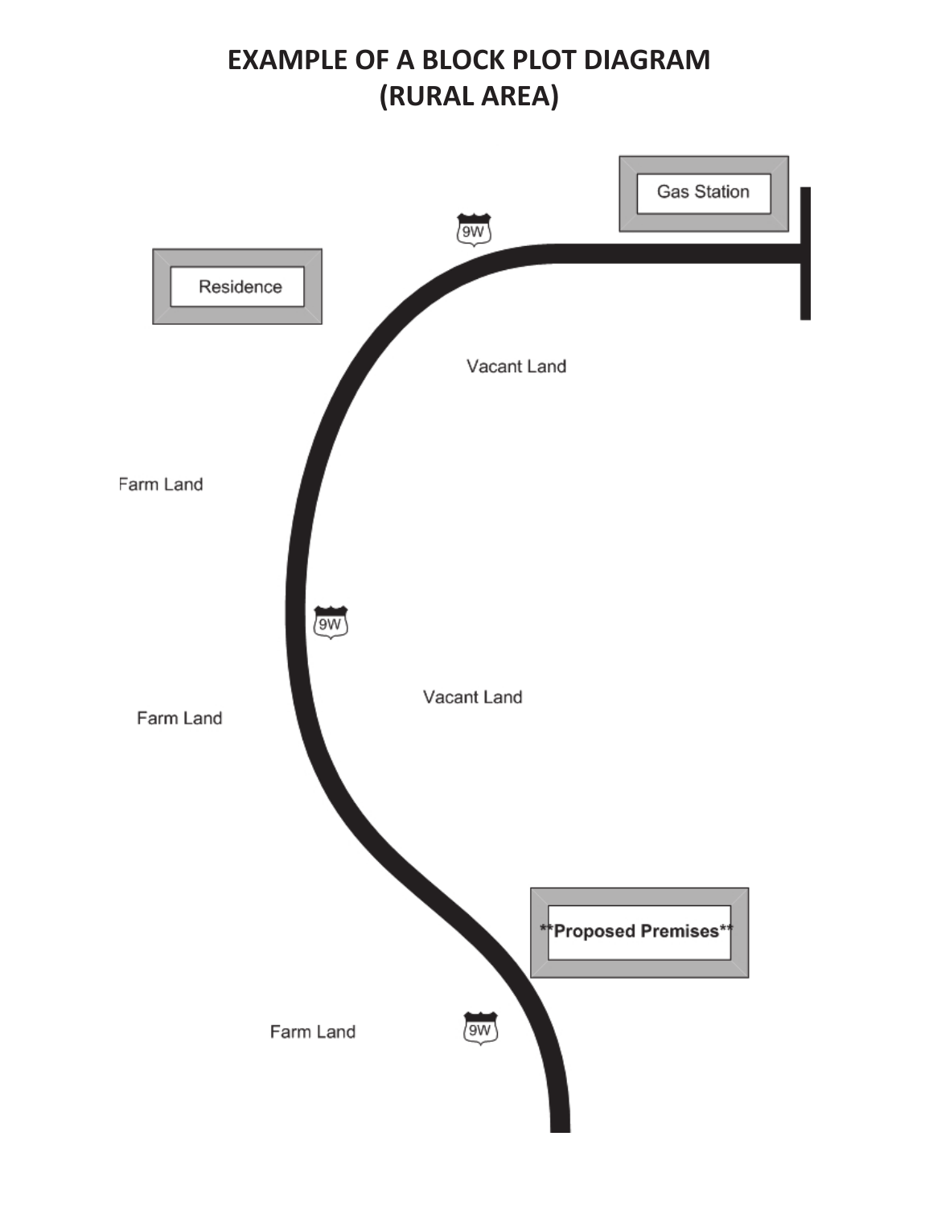# EXAMPLE OF A BLOCK PLOT DIAGRAM (RURAL AREA)

Gas Station

9W

Residence

Vacant Land

Farm Land

9W

Vacant Land

Farm Land

**Proposed Premises**

Farm Land

9W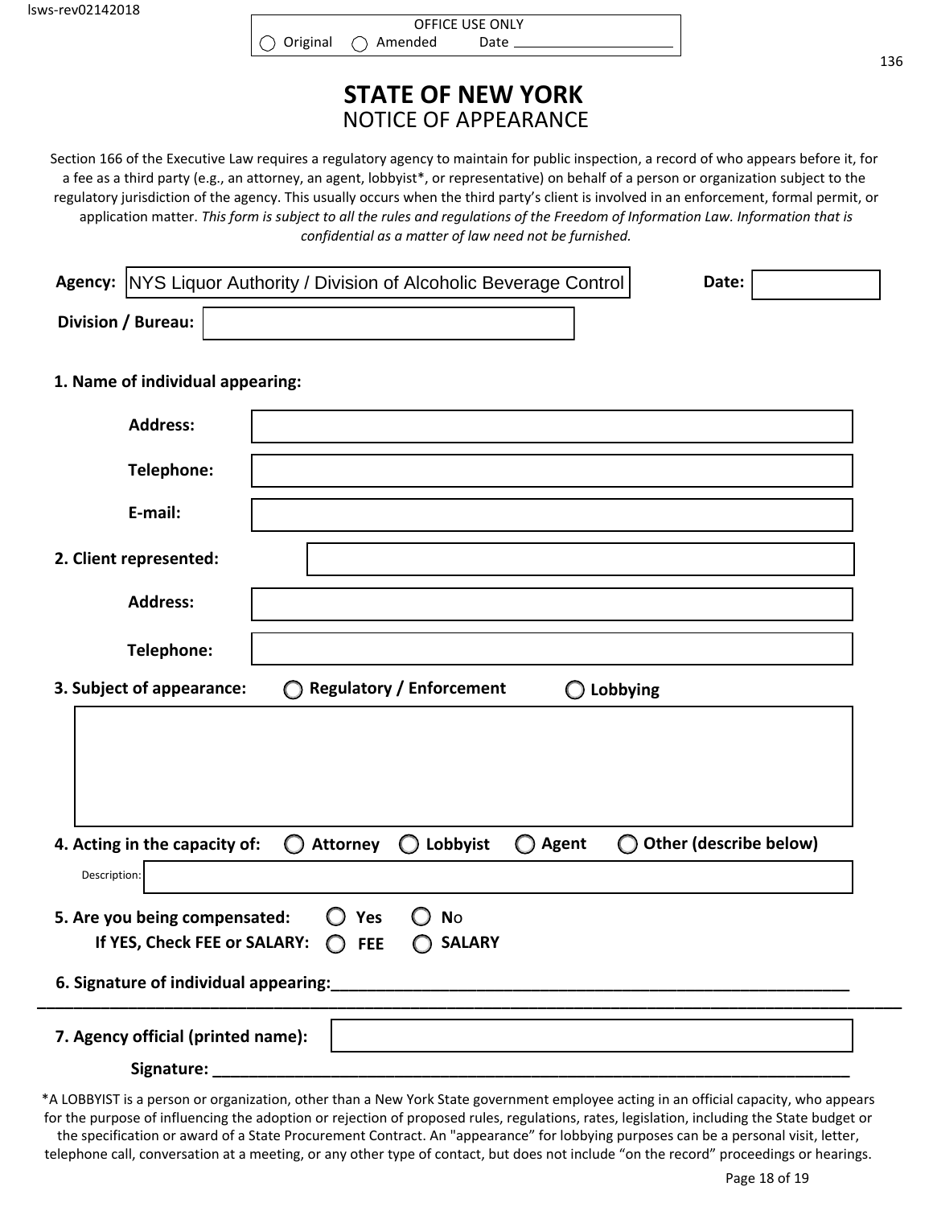lsws-rev02142018

OFFICE USE ONLY

○ Original ○ Amended Date ____________________

136

# STATE OF NEW YORK

## NOTICE OF APPEARANCE

Section 166 of the Executive Law requires a regulatory agency to maintain for public inspection, a record of who appears before it, for a fee as a third party (e.g., an attorney, an agent, lobbyist*, or representative) on behalf of a person or organization subject to the regulatory jurisdiction of the agency. This usually occurs when the third party's client is involved in an enforcement, formal permit, or application matter. *This form is subject to all the rules and regulations of the Freedom of Information Law. Information that is confidential as a matter of law need not be furnished.*

**Agency:** NYS Liquor Authority / Division of Alcoholic Beverage Control **Date:** ____________

**Division / Bureau:** ____________

**1. Name of individual appearing:**

**Address:** ____________

**Telephone:** ____________

**E-mail:** ____________

**2. Client represented:** ____________

**Address:** ____________

**Telephone:** ____________

**3. Subject of appearance:** ○ **Regulatory / Enforcement** ○ **Lobbying**

____________

**4. Acting in the capacity of:** ○ **Attorney** ○ **Lobbyist** ○ **Agent** ○ **Other (describe below)**

Description: ____________

**5. Are you being compensated:** ○ **Yes** ○ **No**

**If YES, Check FEE or SALARY:** ○ **FEE** ○ **SALARY**

**6. Signature of individual appearing:**____________________________________________

---

**7. Agency official (printed name):** ____________

**Signature:** ____________________________________________

*A LOBBYIST is a person or organization, other than a New York State government employee acting in an official capacity, who appears for the purpose of influencing the adoption or rejection of proposed rules, regulations, rates, legislation, including the State budget or the specification or award of a State Procurement Contract. An "appearance" for lobbying purposes can be a personal visit, letter, telephone call, conversation at a meeting, or any other type of contact, but does not include "on the record" proceedings or hearings.